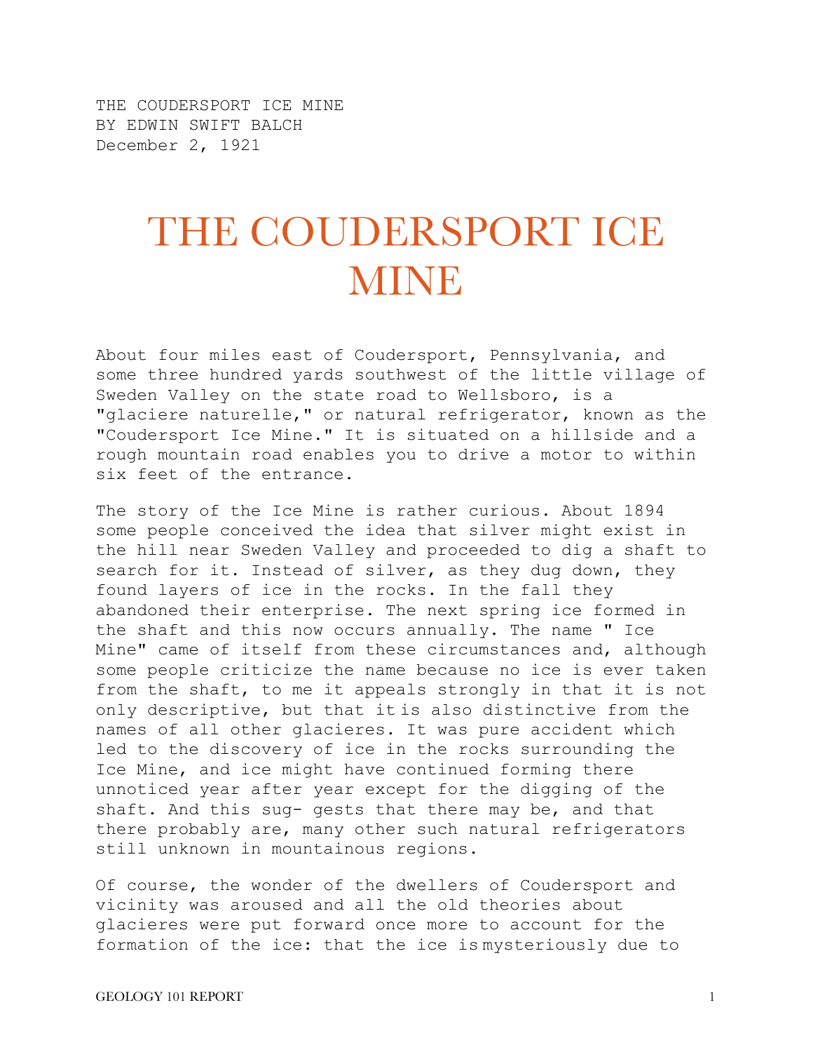THE COUDERSPORT ICE MINE
BY EDWIN SWIFT BALCH
December 2, 1921

# THE COUDERSPORT ICE MINE

About four miles east of Coudersport, Pennsylvania, and some three hundred yards southwest of the little village of Sweden Valley on the state road to Wellsboro, is a "glaciere naturelle," or natural refrigerator, known as the "Coudersport Ice Mine." It is situated on a hillside and a rough mountain road enables you to drive a motor to within six feet of the entrance.

The story of the Ice Mine is rather curious. About 1894 some people conceived the idea that silver might exist in the hill near Sweden Valley and proceeded to dig a shaft to search for it. Instead of silver, as they dug down, they found layers of ice in the rocks. In the fall they abandoned their enterprise. The next spring ice formed in the shaft and this now occurs annually. The name " Ice Mine" came of itself from these circumstances and, although some people criticize the name because no ice is ever taken from the shaft, to me it appeals strongly in that it is not only descriptive, but that it is also distinctive from the names of all other glacieres. It was pure accident which led to the discovery of ice in the rocks surrounding the Ice Mine, and ice might have continued forming there unnoticed year after year except for the digging of the shaft. And this sug- gests that there may be, and that there probably are, many other such natural refrigerators still unknown in mountainous regions.

Of course, the wonder of the dwellers of Coudersport and vicinity was aroused and all the old theories about glacieres were put forward once more to account for the formation of the ice: that the ice is mysteriously due to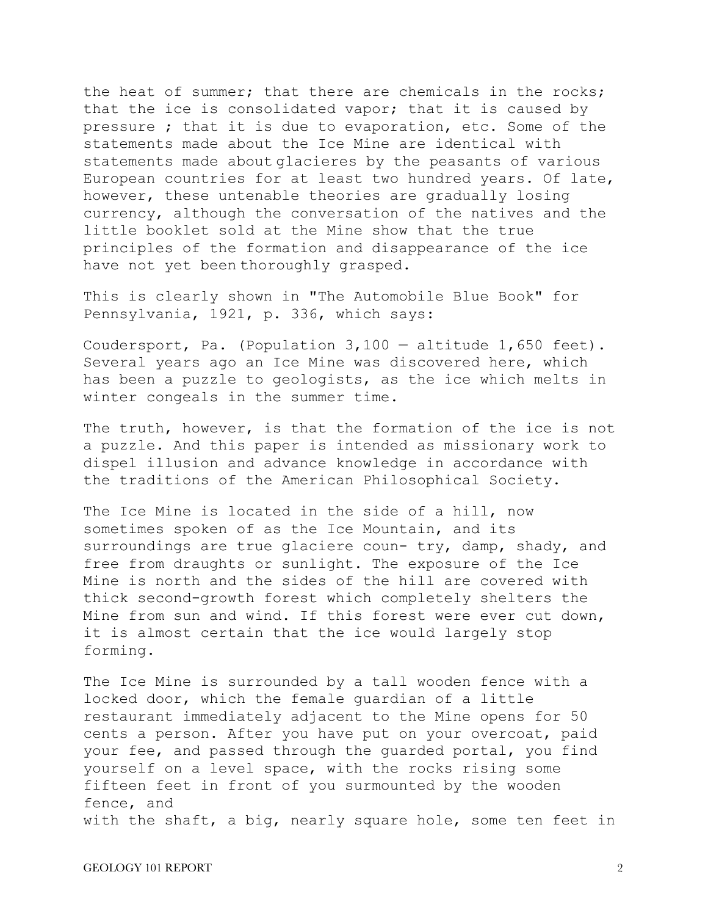the heat of summer; that there are chemicals in the rocks; that the ice is consolidated vapor; that it is caused by pressure ; that it is due to evaporation, etc. Some of the statements made about the Ice Mine are identical with statements made about glacieres by the peasants of various European countries for at least two hundred years. Of late, however, these untenable theories are gradually losing currency, although the conversation of the natives and the little booklet sold at the Mine show that the true principles of the formation and disappearance of the ice have not yet been thoroughly grasped.

This is clearly shown in "The Automobile Blue Book" for Pennsylvania, 1921, p. 336, which says:

Coudersport, Pa. (Population 3,100 — altitude 1,650 feet). Several years ago an Ice Mine was discovered here, which has been a puzzle to geologists, as the ice which melts in winter congeals in the summer time.

The truth, however, is that the formation of the ice is not a puzzle. And this paper is intended as missionary work to dispel illusion and advance knowledge in accordance with the traditions of the American Philosophical Society.

The Ice Mine is located in the side of a hill, now sometimes spoken of as the Ice Mountain, and its surroundings are true glaciere coun- try, damp, shady, and free from draughts or sunlight. The exposure of the Ice Mine is north and the sides of the hill are covered with thick second-growth forest which completely shelters the Mine from sun and wind. If this forest were ever cut down, it is almost certain that the ice would largely stop forming.

The Ice Mine is surrounded by a tall wooden fence with a locked door, which the female guardian of a little restaurant immediately adjacent to the Mine opens for 50 cents a person. After you have put on your overcoat, paid your fee, and passed through the guarded portal, you find yourself on a level space, with the rocks rising some fifteen feet in front of you surmounted by the wooden fence, and with the shaft, a big, nearly square hole, some ten feet in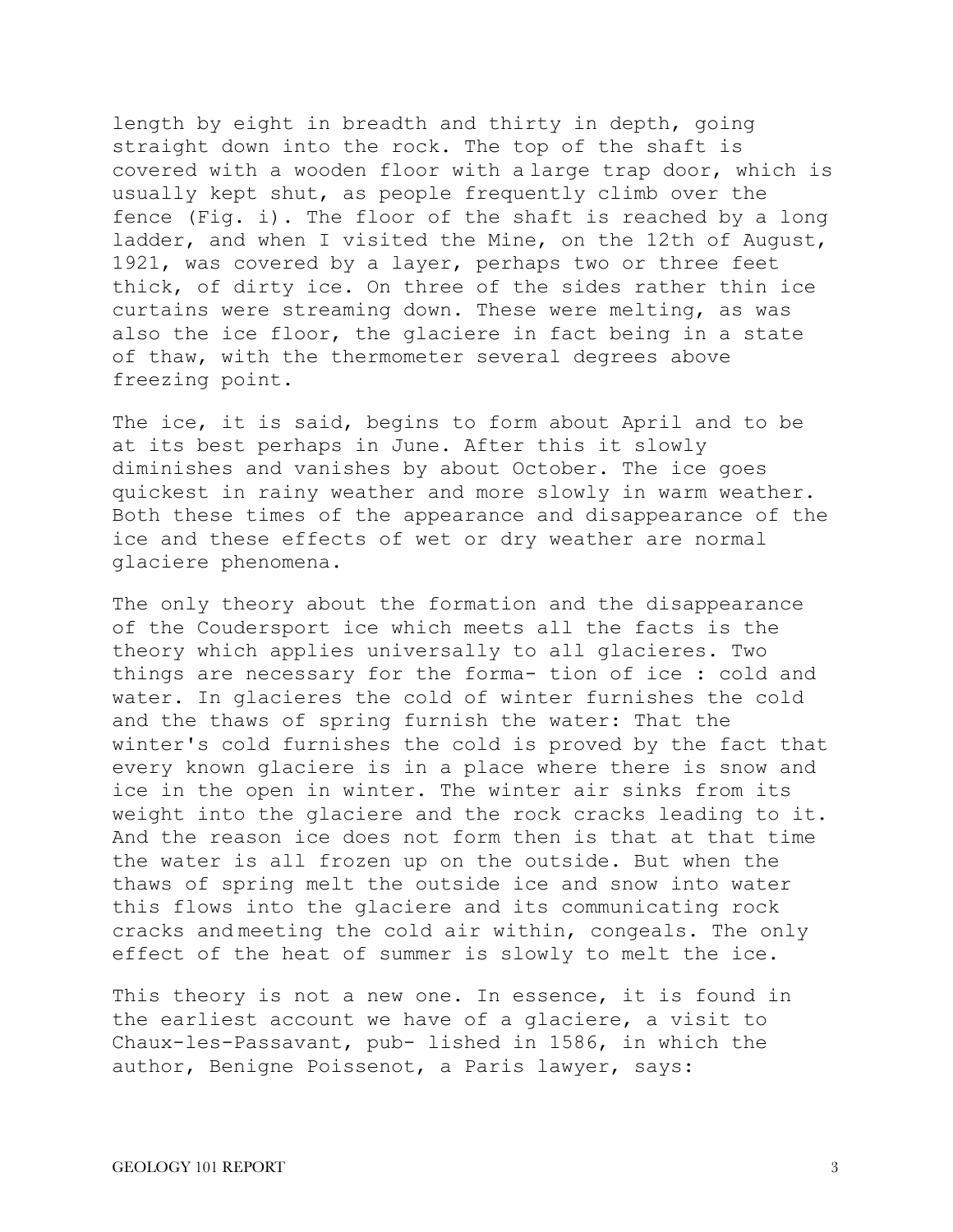length by eight in breadth and thirty in depth, going straight down into the rock. The top of the shaft is covered with a wooden floor with a large trap door, which is usually kept shut, as people frequently climb over the fence (Fig. i). The floor of the shaft is reached by a long ladder, and when I visited the Mine, on the 12th of August, 1921, was covered by a layer, perhaps two or three feet thick, of dirty ice. On three of the sides rather thin ice curtains were streaming down. These were melting, as was also the ice floor, the glaciere in fact being in a state of thaw, with the thermometer several degrees above freezing point.

The ice, it is said, begins to form about April and to be at its best perhaps in June. After this it slowly diminishes and vanishes by about October. The ice goes quickest in rainy weather and more slowly in warm weather. Both these times of the appearance and disappearance of the ice and these effects of wet or dry weather are normal glaciere phenomena.

The only theory about the formation and the disappearance of the Coudersport ice which meets all the facts is the theory which applies universally to all glacieres. Two things are necessary for the forma- tion of ice : cold and water. In glacieres the cold of winter furnishes the cold and the thaws of spring furnish the water: That the winter's cold furnishes the cold is proved by the fact that every known glaciere is in a place where there is snow and ice in the open in winter. The winter air sinks from its weight into the glaciere and the rock cracks leading to it. And the reason ice does not form then is that at that time the water is all frozen up on the outside. But when the thaws of spring melt the outside ice and snow into water this flows into the glaciere and its communicating rock cracks and meeting the cold air within, congeals. The only effect of the heat of summer is slowly to melt the ice.

This theory is not a new one. In essence, it is found in the earliest account we have of a glaciere, a visit to Chaux-les-Passavant, pub- lished in 1586, in which the author, Benigne Poissenot, a Paris lawyer, says: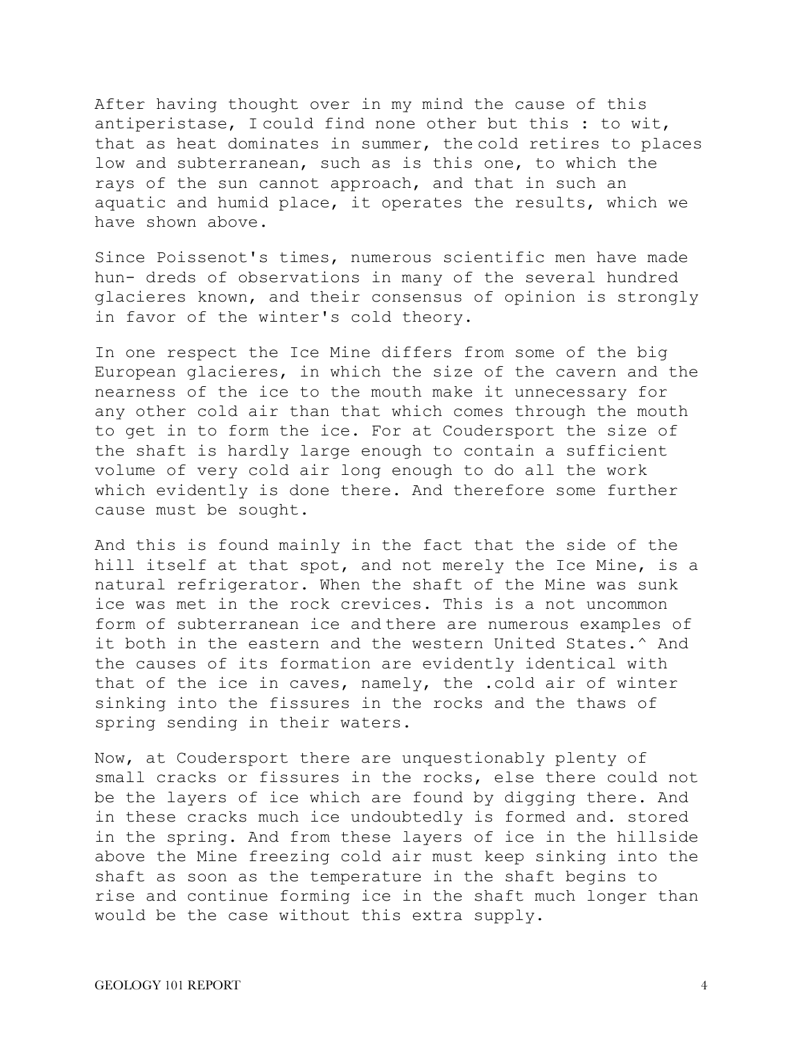After having thought over in my mind the cause of this antiperistase, I could find none other but this : to wit, that as heat dominates in summer, the cold retires to places low and subterranean, such as is this one, to which the rays of the sun cannot approach, and that in such an aquatic and humid place, it operates the results, which we have shown above.

Since Poissenot's times, numerous scientific men have made hun- dreds of observations in many of the several hundred glacieres known, and their consensus of opinion is strongly in favor of the winter's cold theory.

In one respect the Ice Mine differs from some of the big European glacieres, in which the size of the cavern and the nearness of the ice to the mouth make it unnecessary for any other cold air than that which comes through the mouth to get in to form the ice. For at Coudersport the size of the shaft is hardly large enough to contain a sufficient volume of very cold air long enough to do all the work which evidently is done there. And therefore some further cause must be sought.

And this is found mainly in the fact that the side of the hill itself at that spot, and not merely the Ice Mine, is a natural refrigerator. When the shaft of the Mine was sunk ice was met in the rock crevices. This is a not uncommon form of subterranean ice and there are numerous examples of it both in the eastern and the western United States.^ And the causes of its formation are evidently identical with that of the ice in caves, namely, the .cold air of winter sinking into the fissures in the rocks and the thaws of spring sending in their waters.

Now, at Coudersport there are unquestionably plenty of small cracks or fissures in the rocks, else there could not be the layers of ice which are found by digging there. And in these cracks much ice undoubtedly is formed and. stored in the spring. And from these layers of ice in the hillside above the Mine freezing cold air must keep sinking into the shaft as soon as the temperature in the shaft begins to rise and continue forming ice in the shaft much longer than would be the case without this extra supply.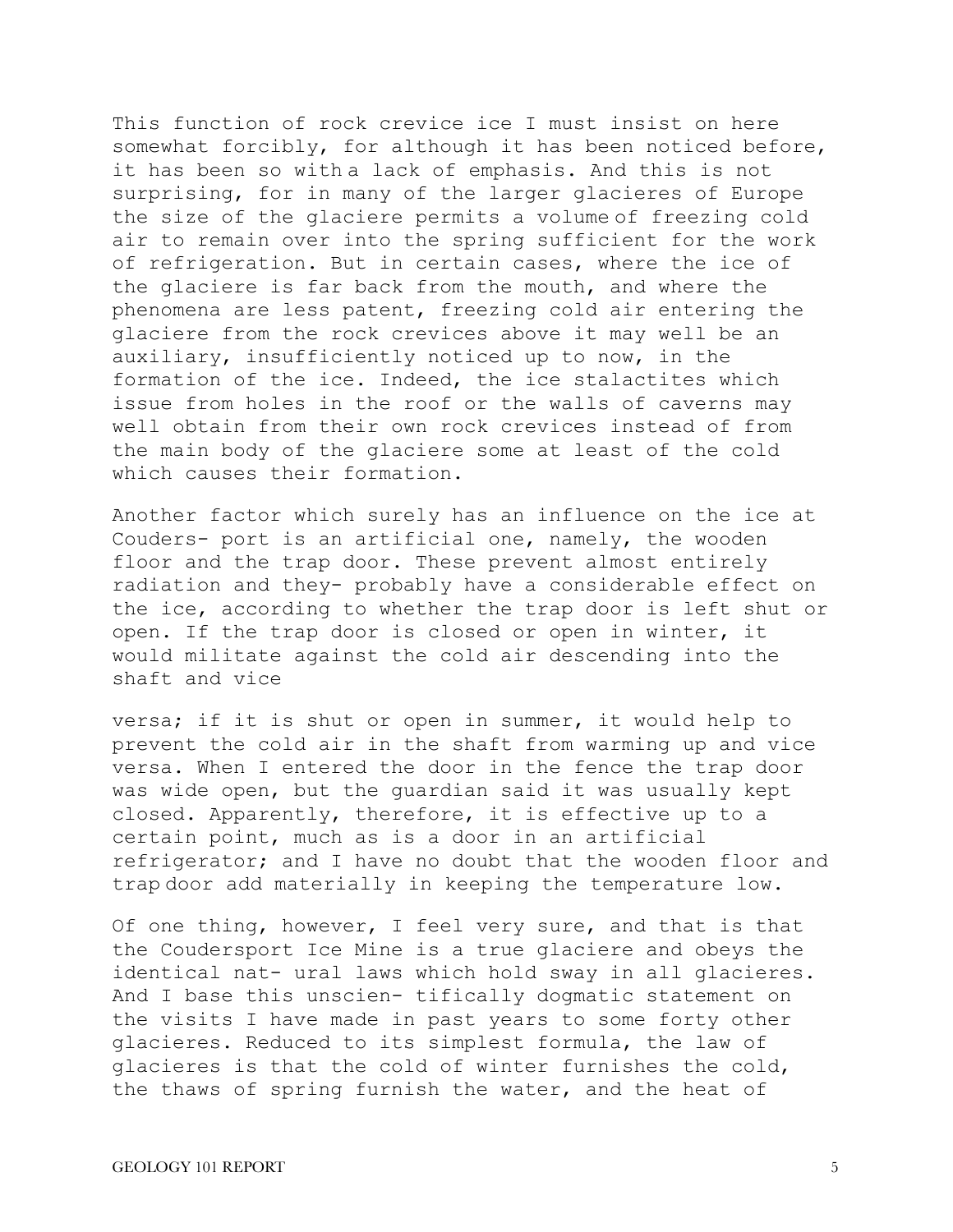This function of rock crevice ice I must insist on here somewhat forcibly, for although it has been noticed before, it has been so with a lack of emphasis. And this is not surprising, for in many of the larger glacieres of Europe the size of the glaciere permits a volume of freezing cold air to remain over into the spring sufficient for the work of refrigeration. But in certain cases, where the ice of the glaciere is far back from the mouth, and where the phenomena are less patent, freezing cold air entering the glaciere from the rock crevices above it may well be an auxiliary, insufficiently noticed up to now, in the formation of the ice. Indeed, the ice stalactites which issue from holes in the roof or the walls of caverns may well obtain from their own rock crevices instead of from the main body of the glaciere some at least of the cold which causes their formation.

Another factor which surely has an influence on the ice at Couders- port is an artificial one, namely, the wooden floor and the trap door. These prevent almost entirely radiation and they- probably have a considerable effect on the ice, according to whether the trap door is left shut or open. If the trap door is closed or open in winter, it would militate against the cold air descending into the shaft and vice versa; if it is shut or open in summer, it would help to prevent the cold air in the shaft from warming up and vice versa. When I entered the door in the fence the trap door was wide open, but the guardian said it was usually kept closed. Apparently, therefore, it is effective up to a certain point, much as is a door in an artificial refrigerator; and I have no doubt that the wooden floor and trap door add materially in keeping the temperature low.

Of one thing, however, I feel very sure, and that is that the Coudersport Ice Mine is a true glaciere and obeys the identical nat- ural laws which hold sway in all glacieres. And I base this unscien- tifically dogmatic statement on the visits I have made in past years to some forty other glacieres. Reduced to its simplest formula, the law of glacieres is that the cold of winter furnishes the cold, the thaws of spring furnish the water, and the heat of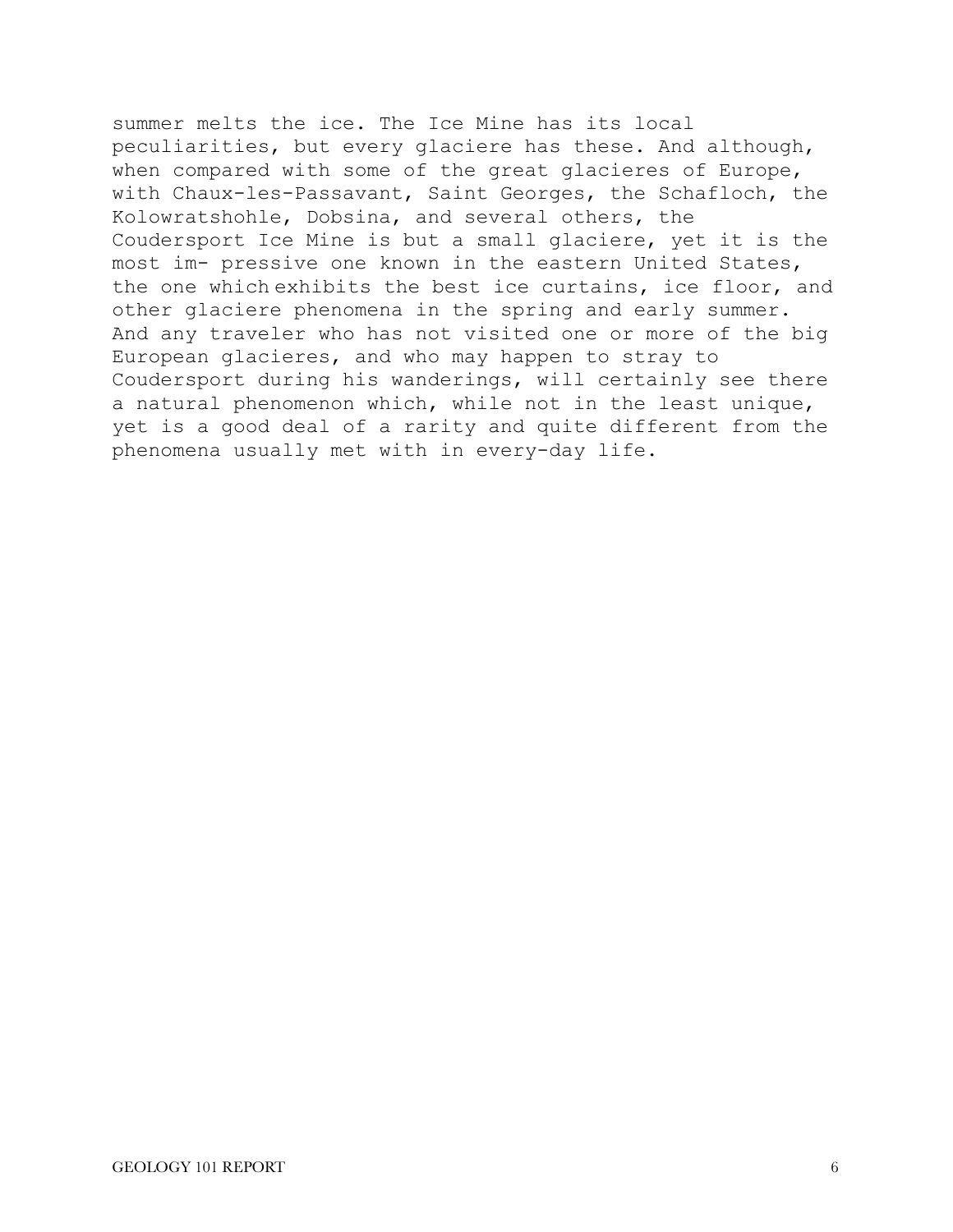summer melts the ice. The Ice Mine has its local peculiarities, but every glaciere has these. And although, when compared with some of the great glacieres of Europe, with Chaux-les-Passavant, Saint Georges, the Schafloch, the Kolowratshohle, Dobsina, and several others, the Coudersport Ice Mine is but a small glaciere, yet it is the most im- pressive one known in the eastern United States, the one which exhibits the best ice curtains, ice floor, and other glaciere phenomena in the spring and early summer. And any traveler who has not visited one or more of the big European glacieres, and who may happen to stray to Coudersport during his wanderings, will certainly see there a natural phenomenon which, while not in the least unique, yet is a good deal of a rarity and quite different from the phenomena usually met with in every-day life.